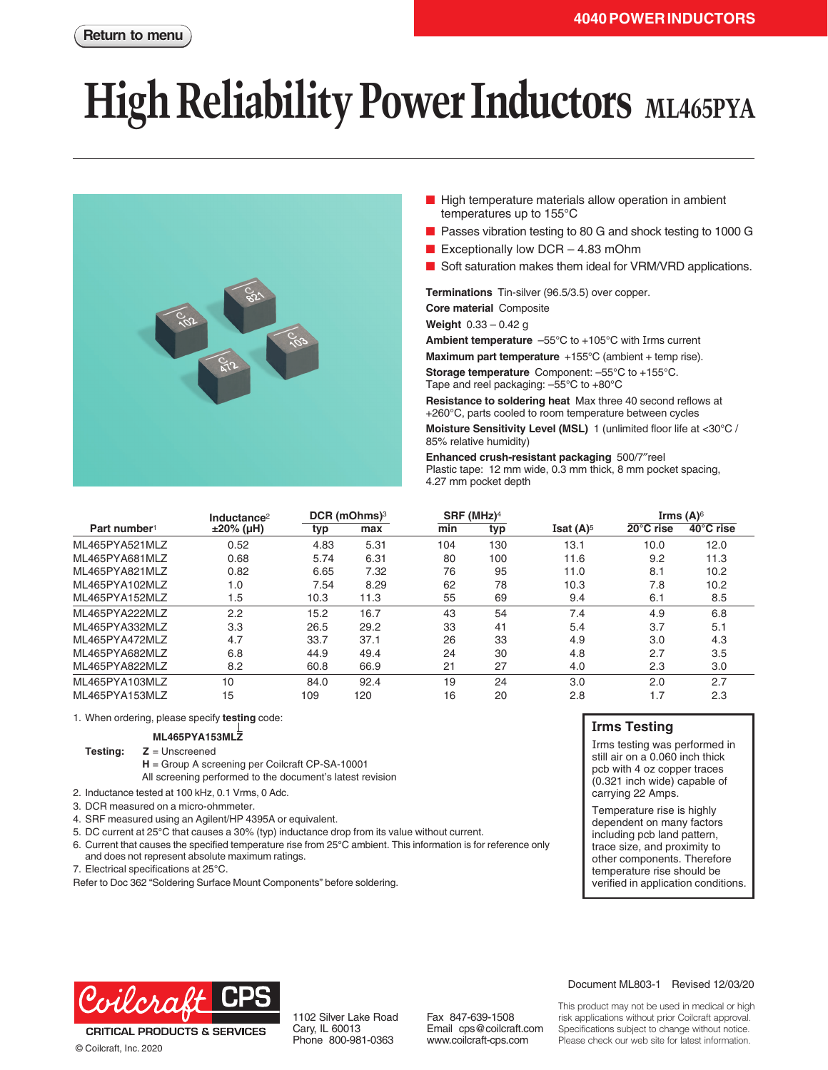Return to menu

4040 POWER INDUCTORS

# High Reliability Power Inductors ML465PYA

- High temperature materials allow operation in ambient temperatures up to 155°C
- Passes vibration testing to 80 G and shock testing to 1000 G
- Exceptionally low DCR – 4.83 mOhm
- Soft saturation makes them ideal for VRM/VRD applications.

**Terminations** Tin-silver (96.5/3.5) over copper.

**Core material** Composite

**Weight** 0.33 – 0.42 g

**Ambient temperature** –55°C to +105°C with Irms current

**Maximum part temperature** +155°C (ambient + temp rise).

**Storage temperature** Component: –55°C to +155°C. Tape and reel packaging: –55°C to +80°C

**Resistance to soldering heat** Max three 40 second reflows at +260°C, parts cooled to room temperature between cycles

**Moisture Sensitivity Level (MSL)** 1 (unlimited floor life at <30°C / 85% relative humidity)

**Enhanced crush-resistant packaging** 500/7″reel
Plastic tape: 12 mm wide, 0.3 mm thick, 8 mm pocket spacing, 4.27 mm pocket depth

| Part number[1] | Inductance[2] ±20% (µH) | DCR (mOhms)[3] typ | DCR (mOhms)[3] max | SRF (MHz)[4] min | SRF (MHz)[4] typ | Isat (A)[5] | Irms (A)[6] 20°C rise | Irms (A)[6] 40°C rise |
|---|---|---|---|---|---|---|---|---|
| ML465PYA521MLZ | 0.52 | 4.83 | 5.31 | 104 | 130 | 13.1 | 10.0 | 12.0 |
| ML465PYA681MLZ | 0.68 | 5.74 | 6.31 | 80 | 100 | 11.6 | 9.2 | 11.3 |
| ML465PYA821MLZ | 0.82 | 6.65 | 7.32 | 76 | 95 | 11.0 | 8.1 | 10.2 |
| ML465PYA102MLZ | 1.0 | 7.54 | 8.29 | 62 | 78 | 10.3 | 7.8 | 10.2 |
| ML465PYA152MLZ | 1.5 | 10.3 | 11.3 | 55 | 69 | 9.4 | 6.1 | 8.5 |
| ML465PYA222MLZ | 2.2 | 15.2 | 16.7 | 43 | 54 | 7.4 | 4.9 | 6.8 |
| ML465PYA332MLZ | 3.3 | 26.5 | 29.2 | 33 | 41 | 5.4 | 3.7 | 5.1 |
| ML465PYA472MLZ | 4.7 | 33.7 | 37.1 | 26 | 33 | 4.9 | 3.0 | 4.3 |
| ML465PYA682MLZ | 6.8 | 44.9 | 49.4 | 24 | 30 | 4.8 | 2.7 | 3.5 |
| ML465PYA822MLZ | 8.2 | 60.8 | 66.9 | 21 | 27 | 4.0 | 2.3 | 3.0 |
| ML465PYA103MLZ | 10 | 84.0 | 92.4 | 19 | 24 | 3.0 | 2.0 | 2.7 |
| ML465PYA153MLZ | 15 | 109 | 120 | 16 | 20 | 2.8 | 1.7 | 2.3 |

1. When ordering, please specify **testing** code:

   **ML465PYA153MLZ**

   **Testing:** **Z** = Unscreened
   **H** = Group A screening per Coilcraft CP-SA-10001
   All screening performed to the document's latest revision
2. Inductance tested at 100 kHz, 0.1 Vrms, 0 Adc.
3. DCR measured on a micro-ohmmeter.
4. SRF measured using an Agilent/HP 4395A or equivalent.
5. DC current at 25°C that causes a 30% (typ) inductance drop from its value without current.
6. Current that causes the specified temperature rise from 25°C ambient. This information is for reference only and does not represent absolute maximum ratings.
7. Electrical specifications at 25°C.

Refer to Doc 362 "Soldering Surface Mount Components" before soldering.

### Irms Testing

Irms testing was performed in still air on a 0.060 inch thick pcb with 4 oz copper traces (0.321 inch wide) capable of carrying 22 Amps.

Temperature rise is highly dependent on many factors including pcb land pattern, trace size, and proximity to other components. Therefore temperature rise should be verified in application conditions.

Coilcraft CPS
CRITICAL PRODUCTS & SERVICES
© Coilcraft, Inc. 2020

1102 Silver Lake Road
Cary, IL 60013
Phone 800-981-0363

Fax 847-639-1508
Email cps@coilcraft.com
www.coilcraft-cps.com

Document ML803-1 Revised 12/03/20

This product may not be used in medical or high risk applications without prior Coilcraft approval. Specifications subject to change without notice. Please check our web site for latest information.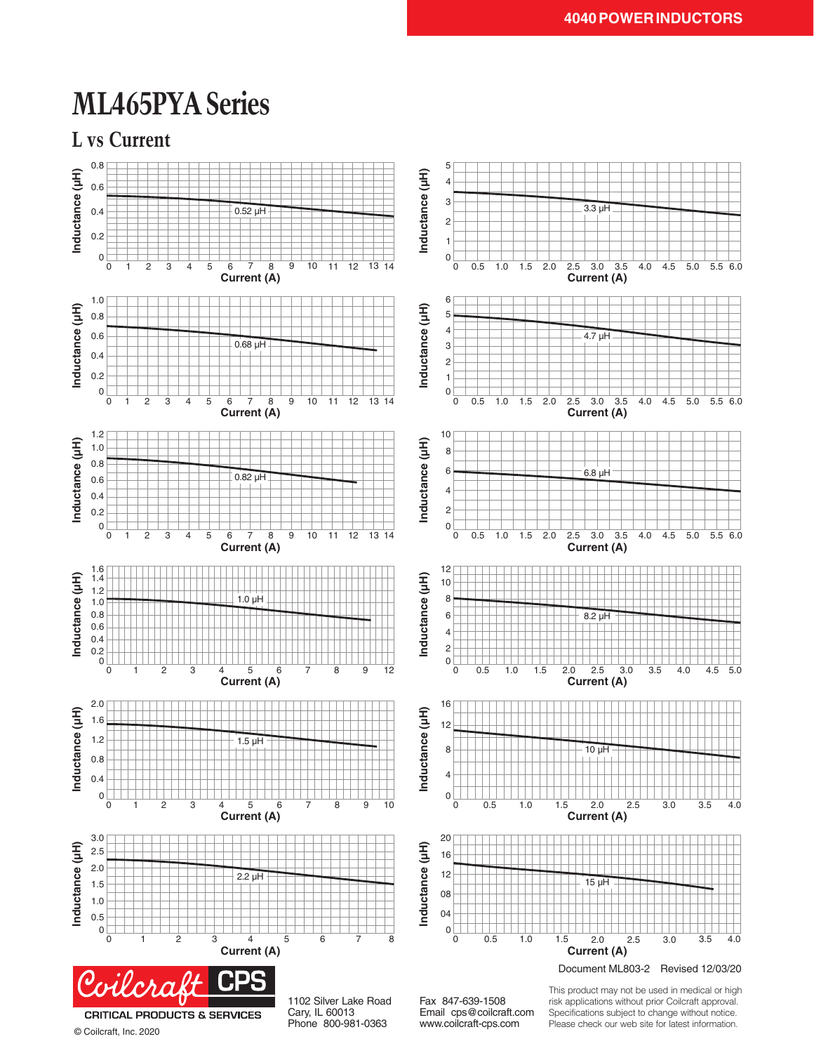# ML465PYA Series

## L vs Current

Document ML803-2 Revised 12/03/20

Coilcraft CPS

CRITICAL PRODUCTS & SERVICES

© Coilcraft, Inc. 2020

1102 Silver Lake Road
Cary, IL 60013
Phone 800-981-0363

Fax 847-639-1508
Email cps@coilcraft.com
www.coilcraft-cps.com

This product may not be used in medical or high risk applications without prior Coilcraft approval. Specifications subject to change without notice. Please check our web site for latest information.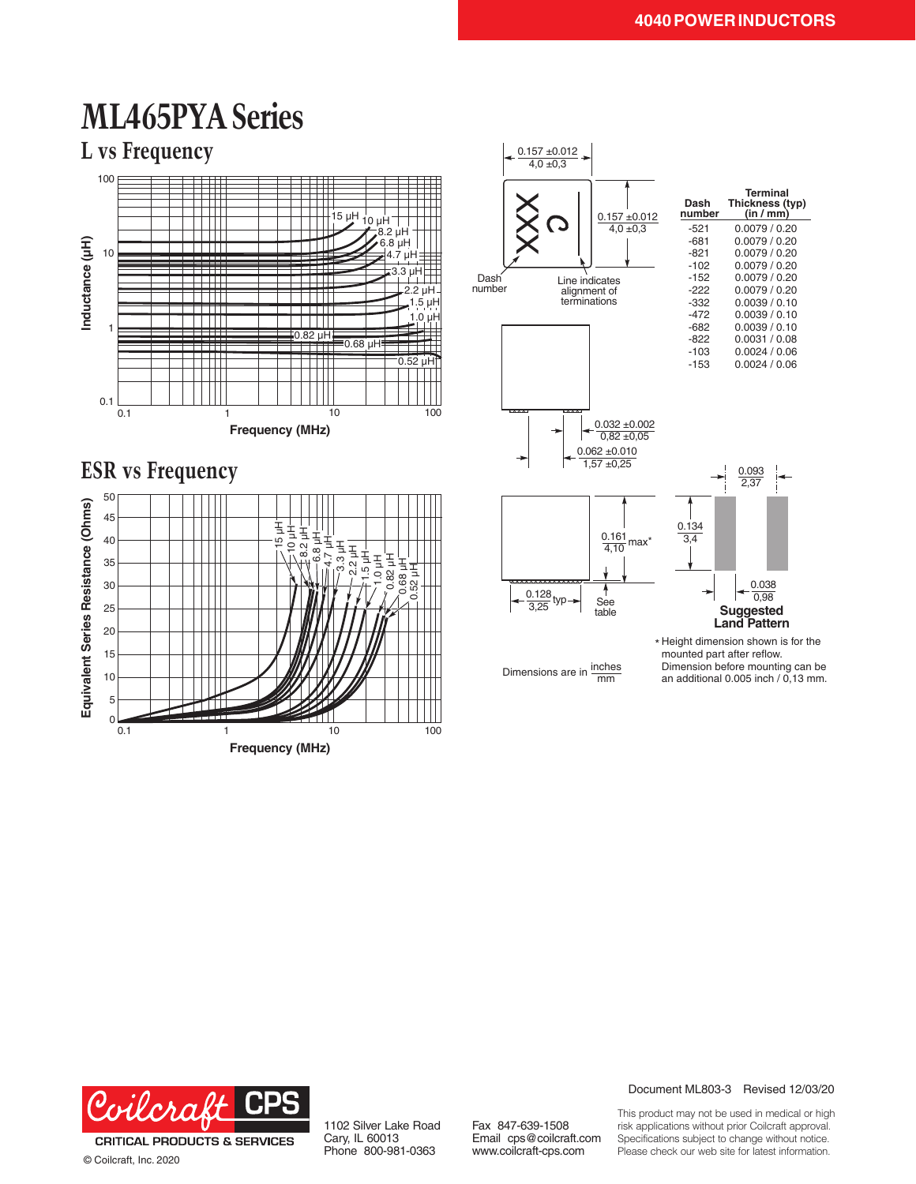# ML465PYA Series

## L vs Frequency

Inductance (µH)

100

10

1

0.1

0.1 1 10 100

Frequency (MHz)

15 µH
10 µH
8.2 µH
6.8 µH
4.7 µH
3.3 µH
2.2 µH
1.5 µH
1.0 µH
0.82 µH
0.68 µH
0.52 µH

## ESR vs Frequency

Equivalent Series Resistance (Ohms)

50 45 40 35 30 25 20 15 10 5 0

0.1 1 10 100

Frequency (MHz)

15 µH
10 µH
8.2 µH
6.8 µH
4.7 µH
3.3 µH
2.2 µH
1.5 µH
1.0 µH
0.82 µH
0.68 µH
0.52 µH

0.157 ±0.012 / 4,0 ±0,3

0.157 ±0.012 / 4,0 ±0,3

XXX C

Dash number

Line indicates alignment of terminations

0.032 ±0.002 / 0,82 ±0,05

0.062 ±0.010 / 1,57 ±0,25

0.161 / 4,10 max*

0.128 / 3,25 typ

See table

0.093 / 2,37

0.134 / 3,4

0.038 / 0,98

**Suggested Land Pattern**

| Dash number | Terminal Thickness (typ) (in / mm) |
|---|---|
| -521 | 0.0079 / 0.20 |
| -681 | 0.0079 / 0.20 |
| -821 | 0.0079 / 0.20 |
| -102 | 0.0079 / 0.20 |
| -152 | 0.0079 / 0.20 |
| -222 | 0.0079 / 0.20 |
| -332 | 0.0039 / 0.10 |
| -472 | 0.0039 / 0.10 |
| -682 | 0.0039 / 0.10 |
| -822 | 0.0031 / 0.08 |
| -103 | 0.0024 / 0.06 |
| -153 | 0.0024 / 0.06 |

Dimensions are in inches / mm

* Height dimension shown is for the mounted part after reflow. Dimension before mounting can be an additional 0.005 inch / 0,13 mm.

Document ML803-3 Revised 12/03/20

Coilcraft CPS
CRITICAL PRODUCTS & SERVICES
© Coilcraft, Inc. 2020

1102 Silver Lake Road
Cary, IL 60013
Phone 800-981-0363

Fax 847-639-1508
Email cps@coilcraft.com
www.coilcraft-cps.com

This product may not be used in medical or high risk applications without prior Coilcraft approval. Specifications subject to change without notice. Please check our web site for latest information.